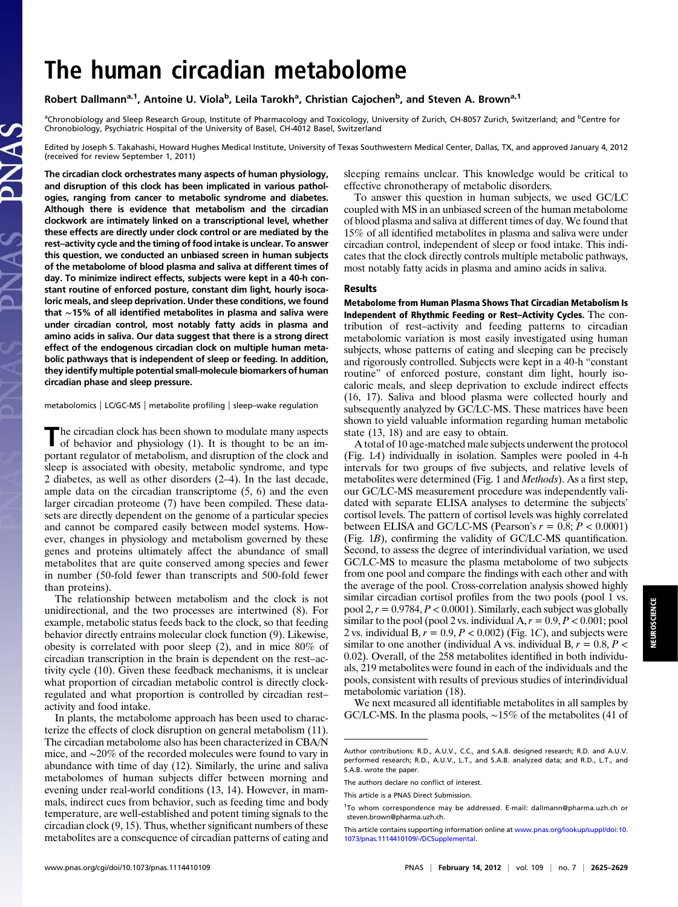# The human circadian metabolome

Robert Dallmann[a,1], Antoine U. Viola[b], Leila Tarokh[a], Christian Cajochen[b], and Steven A. Brown[a,1]

[a]Chronobiology and Sleep Research Group, Institute of Pharmacology and Toxicology, University of Zurich, CH-8057 Zurich, Switzerland; and [b]Centre for Chronobiology, Psychiatric Hospital of the University of Basel, CH-4012 Basel, Switzerland

Edited by Joseph S. Takahashi, Howard Hughes Medical Institute, University of Texas Southwestern Medical Center, Dallas, TX, and approved January 4, 2012 (received for review September 1, 2011)

**The circadian clock orchestrates many aspects of human physiology, and disruption of this clock has been implicated in various pathologies, ranging from cancer to metabolic syndrome and diabetes. Although there is evidence that metabolism and the circadian clockwork are intimately linked on a transcriptional level, whether these effects are directly under clock control or are mediated by the rest–activity cycle and the timing of food intake is unclear. To answer this question, we conducted an unbiased screen in human subjects of the metabolome of blood plasma and saliva at different times of day. To minimize indirect effects, subjects were kept in a 40-h constant routine of enforced posture, constant dim light, hourly isocaloric meals, and sleep deprivation. Under these conditions, we found that ∼15% of all identified metabolites in plasma and saliva were under circadian control, most notably fatty acids in plasma and amino acids in saliva. Our data suggest that there is a strong direct effect of the endogenous circadian clock on multiple human metabolic pathways that is independent of sleep or feeding. In addition, they identify multiple potential small-molecule biomarkers of human circadian phase and sleep pressure.**

metabolomics | LC/GC-MS | metabolite profiling | sleep–wake regulation

The circadian clock has been shown to modulate many aspects of behavior and physiology (1). It is thought to be an important regulator of metabolism, and disruption of the clock and sleep is associated with obesity, metabolic syndrome, and type 2 diabetes, as well as other disorders (2–4). In the last decade, ample data on the circadian transcriptome (5, 6) and the even larger circadian proteome (7) have been compiled. These datasets are directly dependent on the genome of a particular species and cannot be compared easily between model systems. However, changes in physiology and metabolism governed by these genes and proteins ultimately affect the abundance of small metabolites that are quite conserved among species and fewer in number (50-fold fewer than transcripts and 500-fold fewer than proteins).

The relationship between metabolism and the clock is not unidirectional, and the two processes are intertwined (8). For example, metabolic status feeds back to the clock, so that feeding behavior directly entrains molecular clock function (9). Likewise, obesity is correlated with poor sleep (2), and in mice 80% of circadian transcription in the brain is dependent on the rest–activity cycle (10). Given these feedback mechanisms, it is unclear what proportion of circadian metabolic control is directly clock-regulated and what proportion is controlled by circadian rest–activity and food intake.

In plants, the metabolome approach has been used to characterize the effects of clock disruption on general metabolism (11). The circadian metabolome also has been characterized in CBA/N mice, and ∼20% of the recorded molecules were found to vary in abundance with time of day (12). Similarly, the urine and saliva metabolomes of human subjects differ between morning and evening under real-world conditions (13, 14). However, in mammals, indirect cues from behavior, such as feeding time and body temperature, are well-established and potent timing signals to the circadian clock (9, 15). Thus, whether significant numbers of these metabolites are a consequence of circadian patterns of eating and sleeping remains unclear. This knowledge would be critical to effective chronotherapy of metabolic disorders.

To answer this question in human subjects, we used GC/LC coupled with MS in an unbiased screen of the human metabolome of blood plasma and saliva at different times of day. We found that 15% of all identified metabolites in plasma and saliva were under circadian control, independent of sleep or food intake. This indicates that the clock directly controls multiple metabolic pathways, most notably fatty acids in plasma and amino acids in saliva.

## Results

**Metabolome from Human Plasma Shows That Circadian Metabolism Is Independent of Rhythmic Feeding or Rest–Activity Cycles.** The contribution of rest–activity and feeding patterns to circadian metabolomic variation is most easily investigated using human subjects, whose patterns of eating and sleeping can be precisely and rigorously controlled. Subjects were kept in a 40-h "constant routine" of enforced posture, constant dim light, hourly isocaloric meals, and sleep deprivation to exclude indirect effects (16, 17). Saliva and blood plasma were collected hourly and subsequently analyzed by GC/LC-MS. These matrices have been shown to yield valuable information regarding human metabolic state (13, 18) and are easy to obtain.

A total of 10 age-matched male subjects underwent the protocol (Fig. 1*A*) individually in isolation. Samples were pooled in 4-h intervals for two groups of five subjects, and relative levels of metabolites were determined (Fig. 1 and *Methods*). As a first step, our GC/LC-MS measurement procedure was independently validated with separate ELISA analyses to determine the subjects' cortisol levels. The pattern of cortisol levels was highly correlated between ELISA and GC/LC-MS (Pearson's $r = 0.8$; $P < 0.0001$) (Fig. 1*B*), confirming the validity of GC/LC-MS quantification. Second, to assess the degree of interindividual variation, we used GC/LC-MS to measure the plasma metabolome of two subjects from one pool and compare the findings with each other and with the average of the pool. Cross-correlation analysis showed highly similar circadian cortisol profiles from the two pools (pool 1 vs. pool 2, $r = 0.9784$, $P < 0.0001$). Similarly, each subject was globally similar to the pool (pool 2 vs. individual A, $r = 0.9$, $P < 0.001$; pool 2 vs. individual B, $r = 0.9$, $P < 0.002$) (Fig. 1*C*), and subjects were similar to one another (individual A vs. individual B, $r = 0.8$, $P < 0.02$). Overall, of the 258 metabolites identified in both individuals, 219 metabolites were found in each of the individuals and the pools, consistent with results of previous studies of interindividual metabolomic variation (18).

We next measured all identifiable metabolites in all samples by GC/LC-MS. In the plasma pools, ∼15% of the metabolites (41 of

Author contributions: R.D., A.U.V., C.C., and S.A.B. designed research; R.D. and A.U.V. performed research; R.D., A.U.V., L.T., and S.A.B. analyzed data; and R.D., L.T., and S.A.B. wrote the paper.

The authors declare no conflict of interest.

This article is a PNAS Direct Submission.

[1]To whom correspondence may be addressed. E-mail: dallmann@pharma.uzh.ch or steven.brown@pharma.uzh.ch.

This article contains supporting information online at www.pnas.org/lookup/suppl/doi:10.1073/pnas.1114410109/-/DCSupplemental.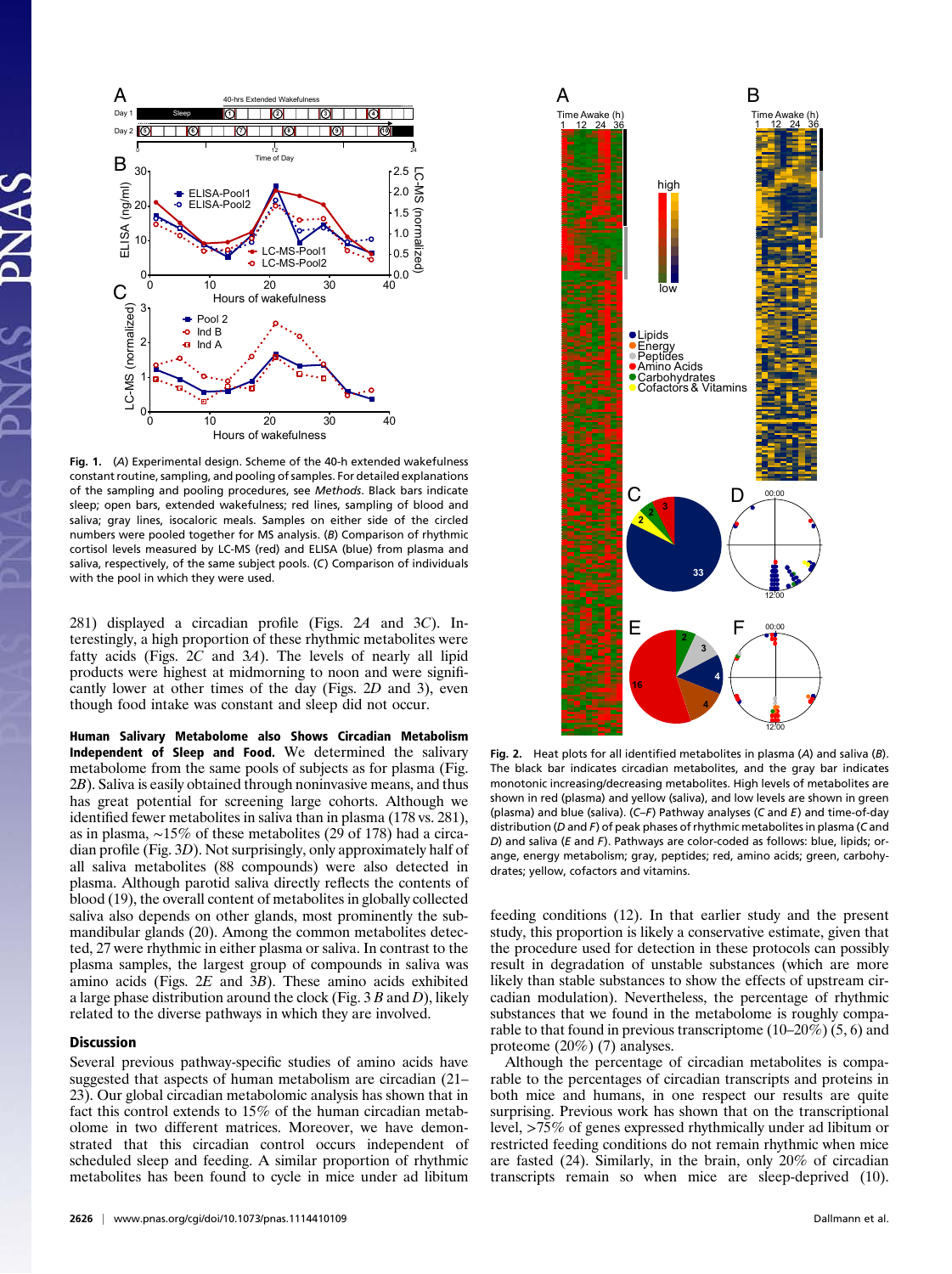Fig. 1. (A) Experimental design. Scheme of the 40-h extended wakefulness constant routine, sampling, and pooling of samples. For detailed explanations of the sampling and pooling procedures, see *Methods*. Black bars indicate sleep; open bars, extended wakefulness; red lines, sampling of blood and saliva; gray lines, isocaloric meals. Samples on either side of the circled numbers were pooled together for MS analysis. (B) Comparison of rhythmic cortisol levels measured by LC-MS (red) and ELISA (blue) from plasma and saliva, respectively, of the same subject pools. (C) Comparison of individuals with the pool in which they were used.

281) displayed a circadian profile (Figs. 2*A* and 3*C*). Interestingly, a high proportion of these rhythmic metabolites were fatty acids (Figs. 2*C* and 3*A*). The levels of nearly all lipid products were highest at midmorning to noon and were significantly lower at other times of the day (Figs. 2*D* and 3), even though food intake was constant and sleep did not occur.

**Human Salivary Metabolome also Shows Circadian Metabolism Independent of Sleep and Food.** We determined the salivary metabolome from the same pools of subjects as for plasma (Fig. 2*B*). Saliva is easily obtained through noninvasive means, and thus has great potential for screening large cohorts. Although we identified fewer metabolites in saliva than in plasma (178 vs. 281), as in plasma, ~15% of these metabolites (29 of 178) had a circadian profile (Fig. 3*D*). Not surprisingly, only approximately half of all saliva metabolites (88 compounds) were also detected in plasma. Although parotid saliva directly reflects the contents of blood (19), the overall content of metabolites in globally collected saliva also depends on other glands, most prominently the submandibular glands (20). Among the common metabolites detected, 27 were rhythmic in either plasma or saliva. In contrast to the plasma samples, the largest group of compounds in saliva was amino acids (Figs. 2*E* and 3*B*). These amino acids exhibited a large phase distribution around the clock (Fig. 3 *B* and *D*), likely related to the diverse pathways in which they are involved.

## Discussion

Several previous pathway-specific studies of amino acids have suggested that aspects of human metabolism are circadian (21–23). Our global circadian metabolomic analysis has shown that in fact this control extends to 15% of the human circadian metabolome in two different matrices. Moreover, we have demonstrated that this circadian control occurs independent of scheduled sleep and feeding. A similar proportion of rhythmic metabolites has been found to cycle in mice under ad libitum feeding conditions (12). In that earlier study and the present study, this proportion is likely a conservative estimate, given that the procedure used for detection in these protocols can possibly result in degradation of unstable substances (which are more likely than stable substances to show the effects of upstream circadian modulation). Nevertheless, the percentage of rhythmic substances that we found in the metabolome is roughly comparable to that found in previous transcriptome (10–20%) (5, 6) and proteome (20%) (7) analyses.

Although the percentage of circadian metabolites is comparable to the percentages of circadian transcripts and proteins in both mice and humans, in one respect our results are quite surprising. Previous work has shown that on the transcriptional level, >75% of genes expressed rhythmically under ad libitum or restricted feeding conditions do not remain rhythmic when mice are fasted (24). Similarly, in the brain, only 20% of circadian transcripts remain so when mice are sleep-deprived (10).

Fig. 2. Heat plots for all identified metabolites in plasma (*A*) and saliva (*B*). The black bar indicates circadian metabolites, and the gray bar indicates monotonic increasing/decreasing metabolites. High levels of metabolites are shown in red (plasma) and yellow (saliva), and low levels are shown in green (plasma) and blue (saliva). (*C*–*F*) Pathway analyses (*C* and *E*) and time-of-day distribution (*D* and *F*) of peak phases of rhythmic metabolites in plasma (*C* and *D*) and saliva (*E* and *F*). Pathways are color-coded as follows: blue, lipids; orange, energy metabolism; gray, peptides; red, amino acids; green, carbohydrates; yellow, cofactors and vitamins.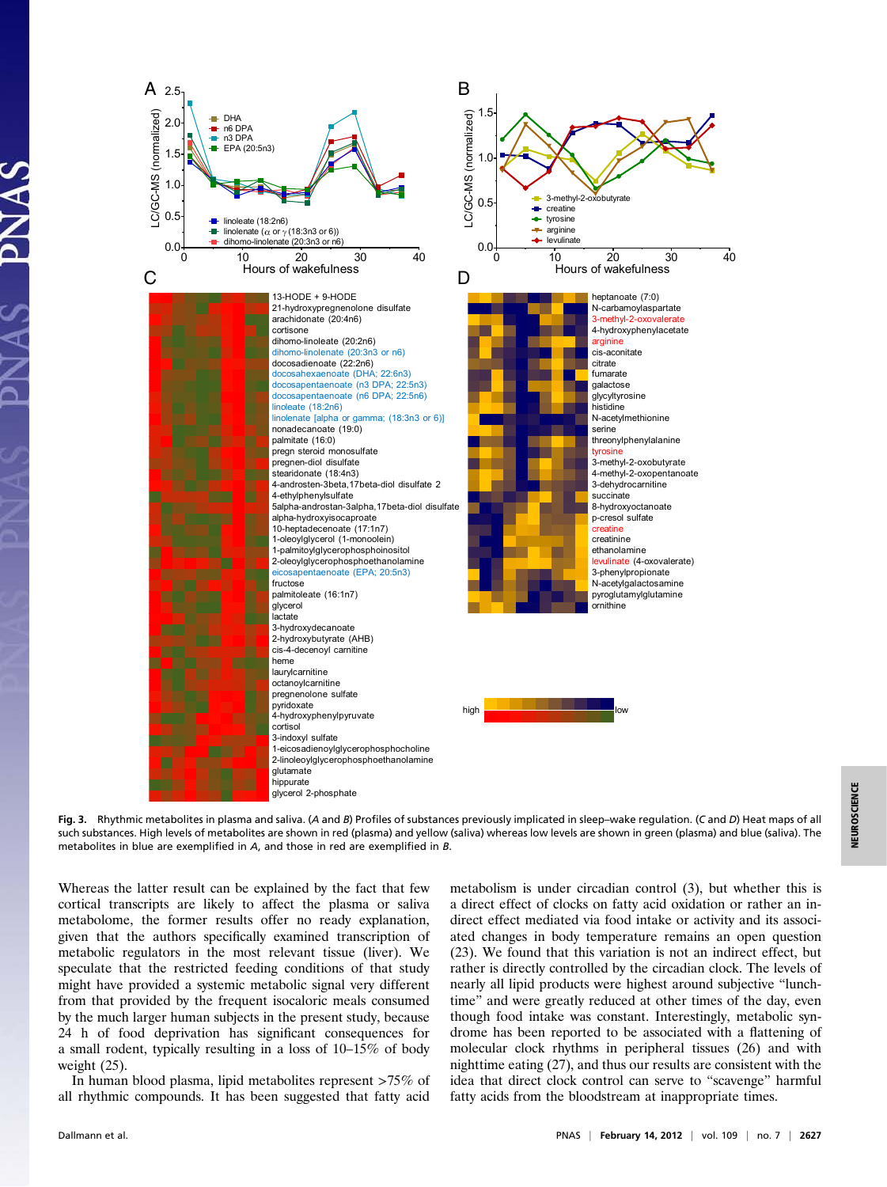**Fig. 3.** Rhythmic metabolites in plasma and saliva. (*A* and *B*) Profiles of substances previously implicated in sleep–wake regulation. (*C* and *D*) Heat maps of all such substances. High levels of metabolites are shown in red (plasma) and yellow (saliva) whereas low levels are shown in green (plasma) and blue (saliva). The metabolites in blue are exemplified in *A*, and those in red are exemplified in *B*.

Whereas the latter result can be explained by the fact that few cortical transcripts are likely to affect the plasma or saliva metabolome, the former results offer no ready explanation, given that the authors specifically examined transcription of metabolic regulators in the most relevant tissue (liver). We speculate that the restricted feeding conditions of that study might have provided a systemic metabolic signal very different from that provided by the frequent isocaloric meals consumed by the much larger human subjects in the present study, because 24 h of food deprivation has significant consequences for a small rodent, typically resulting in a loss of 10–15% of body weight (25).

In human blood plasma, lipid metabolites represent >75% of all rhythmic compounds. It has been suggested that fatty acid metabolism is under circadian control (3), but whether this is a direct effect of clocks on fatty acid oxidation or rather an indirect effect mediated via food intake or activity and its associated changes in body temperature remains an open question (23). We found that this variation is not an indirect effect, but rather is directly controlled by the circadian clock. The levels of nearly all lipid products were highest around subjective "lunchtime" and were greatly reduced at other times of the day, even though food intake was constant. Interestingly, metabolic syndrome has been reported to be associated with a flattening of molecular clock rhythms in peripheral tissues (26) and with nighttime eating (27), and thus our results are consistent with the idea that direct clock control can serve to "scavenge" harmful fatty acids from the bloodstream at inappropriate times.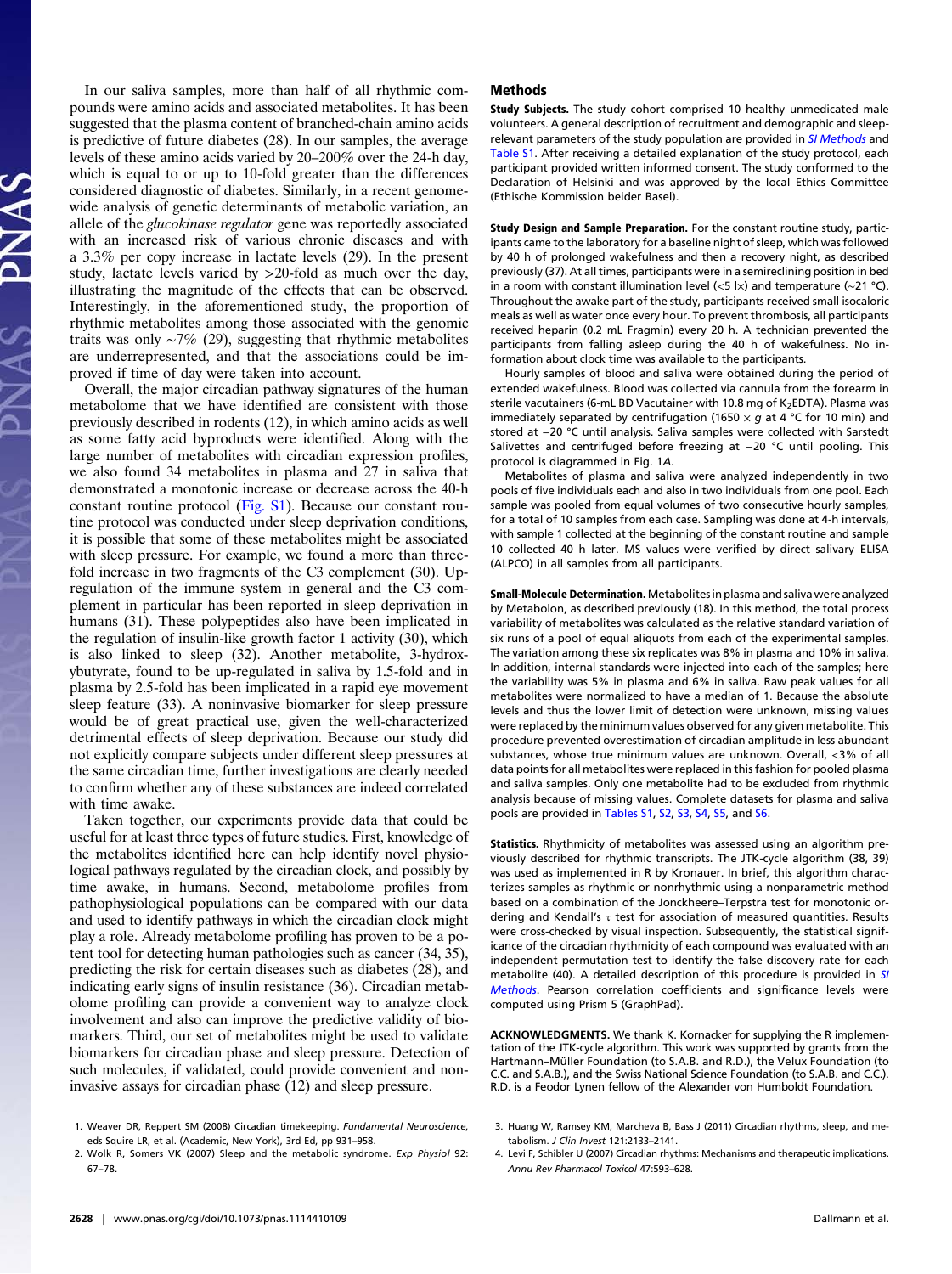In our saliva samples, more than half of all rhythmic compounds were amino acids and associated metabolites. It has been suggested that the plasma content of branched-chain amino acids is predictive of future diabetes (28). In our samples, the average levels of these amino acids varied by 20–200% over the 24-h day, which is equal to or up to 10-fold greater than the differences considered diagnostic of diabetes. Similarly, in a recent genome-wide analysis of genetic determinants of metabolic variation, an allele of the *glucokinase regulator* gene was reportedly associated with an increased risk of various chronic diseases and with a 3.3% per copy increase in lactate levels (29). In the present study, lactate levels varied by >20-fold as much over the day, illustrating the magnitude of the effects that can be observed. Interestingly, in the aforementioned study, the proportion of rhythmic metabolites among those associated with the genomic traits was only ~7% (29), suggesting that rhythmic metabolites are underrepresented, and that the associations could be improved if time of day were taken into account.

Overall, the major circadian pathway signatures of the human metabolome that we have identified are consistent with those previously described in rodents (12), in which amino acids as well as some fatty acid byproducts were identified. Along with the large number of metabolites with circadian expression profiles, we also found 34 metabolites in plasma and 27 in saliva that demonstrated a monotonic increase or decrease across the 40-h constant routine protocol (Fig. S1). Because our constant routine protocol was conducted under sleep deprivation conditions, it is possible that some of these metabolites might be associated with sleep pressure. For example, we found a more than three-fold increase in two fragments of the C3 complement (30). Up-regulation of the immune system in general and the C3 complement in particular has been reported in sleep deprivation in humans (31). These polypeptides also have been implicated in the regulation of insulin-like growth factor 1 activity (30), which is also linked to sleep (32). Another metabolite, 3-hydroxybutyrate, found to be up-regulated in saliva by 1.5-fold and in plasma by 2.5-fold has been implicated in a rapid eye movement sleep feature (33). A noninvasive biomarker for sleep pressure would be of great practical use, given the well-characterized detrimental effects of sleep deprivation. Because our study did not explicitly compare subjects under different sleep pressures at the same circadian time, further investigations are clearly needed to confirm whether any of these substances are indeed correlated with time awake.

Taken together, our experiments provide data that could be useful for at least three types of future studies. First, knowledge of the metabolites identified here can help identify novel physiological pathways regulated by the circadian clock, and possibly by time awake, in humans. Second, metabolome profiles from pathophysiological populations can be compared with our data and used to identify pathways in which the circadian clock might play a role. Already metabolome profiling has proven to be a potent tool for detecting human pathologies such as cancer (34, 35), predicting the risk for certain diseases such as diabetes (28), and indicating early signs of insulin resistance (36). Circadian metabolome profiling can provide a convenient way to analyze clock involvement and also can improve the predictive validity of biomarkers. Third, our set of metabolites might be used to validate biomarkers for circadian phase and sleep pressure. Detection of such molecules, if validated, could provide convenient and noninvasive assays for circadian phase (12) and sleep pressure.

## Methods

**Study Subjects.** The study cohort comprised 10 healthy unmedicated male volunteers. A general description of recruitment and demographic and sleep-relevant parameters of the study population are provided in *SI Methods* and Table S1. After receiving a detailed explanation of the study protocol, each participant provided written informed consent. The study conformed to the Declaration of Helsinki and was approved by the local Ethics Committee (Ethische Kommission beider Basel).

**Study Design and Sample Preparation.** For the constant routine study, participants came to the laboratory for a baseline night of sleep, which was followed by 40 h of prolonged wakefulness and then a recovery night, as described previously (37). At all times, participants were in a semireclining position in bed in a room with constant illumination level (<5 lx) and temperature (~21 °C). Throughout the awake part of the study, participants received small isocaloric meals as well as water once every hour. To prevent thrombosis, all participants received heparin (0.2 mL Fragmin) every 20 h. A technician prevented the participants from falling asleep during the 40 h of wakefulness. No information about clock time was available to the participants.

Hourly samples of blood and saliva were obtained during the period of extended wakefulness. Blood was collected via cannula from the forearm in sterile vacutainers (6-mL BD Vacutainer with 10.8 mg of $K_2$EDTA). Plasma was immediately separated by centrifugation (1650 × *g* at 4 °C for 10 min) and stored at −20 °C until analysis. Saliva samples were collected with Sarstedt Salivettes and centrifuged before freezing at −20 °C until pooling. This protocol is diagrammed in Fig. 1*A*.

Metabolites of plasma and saliva were analyzed independently in two pools of five individuals each and also in two individuals from one pool. Each sample was pooled from equal volumes of two consecutive hourly samples, for a total of 10 samples from each case. Sampling was done at 4-h intervals, with sample 1 collected at the beginning of the constant routine and sample 10 collected 40 h later. MS values were verified by direct salivary ELISA (ALPCO) in all samples from all participants.

**Small-Molecule Determination.** Metabolites in plasma and saliva were analyzed by Metabolon, as described previously (18). In this method, the total process variability of metabolites was calculated as the relative standard variation of six runs of a pool of equal aliquots from each of the experimental samples. The variation among these six replicates was 8% in plasma and 10% in saliva. In addition, internal standards were injected into each of the samples; here the variability was 5% in plasma and 6% in saliva. Raw peak values for all metabolites were normalized to have a median of 1. Because the absolute levels and thus the lower limit of detection were unknown, missing values were replaced by the minimum values observed for any given metabolite. This procedure prevented overestimation of circadian amplitude in less abundant substances, whose true minimum values are unknown. Overall, <3% of all data points for all metabolites were replaced in this fashion for pooled plasma and saliva samples. Only one metabolite had to be excluded from rhythmic analysis because of missing values. Complete datasets for plasma and saliva pools are provided in Tables S1, S2, S3, S4, S5, and S6.

**Statistics.** Rhythmicity of metabolites was assessed using an algorithm previously described for rhythmic transcripts. The JTK-cycle algorithm (38, 39) was used as implemented in R by Kronauer. In brief, this algorithm characterizes samples as rhythmic or nonrhythmic using a nonparametric method based on a combination of the Jonckheere–Terpstra test for monotonic ordering and Kendall's $\tau$ test for association of measured quantities. Results were cross-checked by visual inspection. Subsequently, the statistical significance of the circadian rhythmicity of each compound was evaluated with an independent permutation test to identify the false discovery rate for each metabolite (40). A detailed description of this procedure is provided in *SI Methods*. Pearson correlation coefficients and significance levels were computed using Prism 5 (GraphPad).

**ACKNOWLEDGMENTS.** We thank K. Kornacker for supplying the R implementation of the JTK-cycle algorithm. This work was supported by grants from the Hartmann–Müller Foundation (to S.A.B. and R.D.), the Velux Foundation (to C.C. and S.A.B.), and the Swiss National Science Foundation (to S.A.B. and C.C.). R.D. is a Feodor Lynen fellow of the Alexander von Humboldt Foundation.

1. Weaver DR, Reppert SM (2008) Circadian timekeeping. *Fundamental Neuroscience*, eds Squire LR, et al. (Academic, New York), 3rd Ed, pp 931–958.
2. Wolk R, Somers VK (2007) Sleep and the metabolic syndrome. *Exp Physiol* 92: 67–78.
3. Huang W, Ramsey KM, Marcheva B, Bass J (2011) Circadian rhythms, sleep, and metabolism. *J Clin Invest* 121:2133–2141.
4. Levi F, Schibler U (2007) Circadian rhythms: Mechanisms and therapeutic implications. *Annu Rev Pharmacol Toxicol* 47:593–628.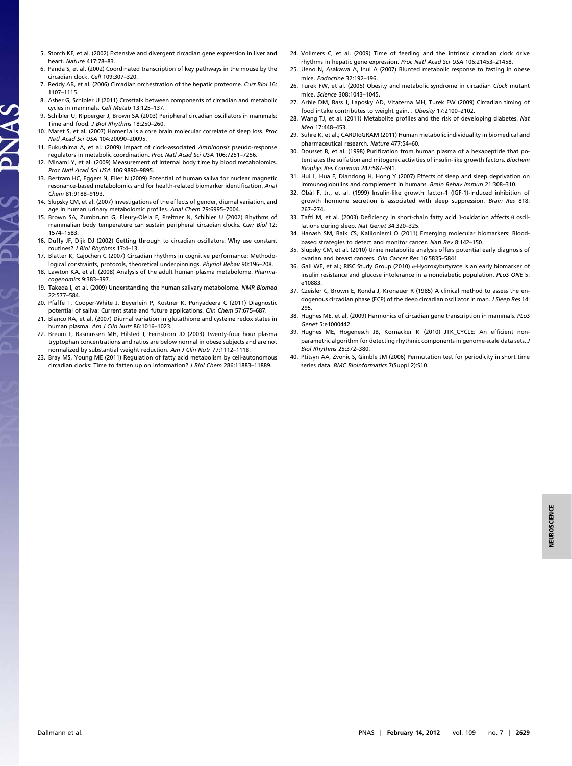5. Storch KF, et al. (2002) Extensive and divergent circadian gene expression in liver and heart. *Nature* 417:78–83.
6. Panda S, et al. (2002) Coordinated transcription of key pathways in the mouse by the circadian clock. *Cell* 109:307–320.
7. Reddy AB, et al. (2006) Circadian orchestration of the hepatic proteome. *Curr Biol* 16: 1107–1115.
8. Asher G, Schibler U (2011) Crosstalk between components of circadian and metabolic cycles in mammals. *Cell Metab* 13:125–137.
9. Schibler U, Ripperger J, Brown SA (2003) Peripheral circadian oscillators in mammals: Time and food. *J Biol Rhythms* 18:250–260.
10. Maret S, et al. (2007) Homer1a is a core brain molecular correlate of sleep loss. *Proc Natl Acad Sci USA* 104:20090–20095.
11. Fukushima A, et al. (2009) Impact of clock-associated *Arabidopsis* pseudo-response regulators in metabolic coordination. *Proc Natl Acad Sci USA* 106:7251–7256.
12. Minami Y, et al. (2009) Measurement of internal body time by blood metabolomics. *Proc Natl Acad Sci USA* 106:9890–9895.
13. Bertram HC, Eggers N, Eller N (2009) Potential of human saliva for nuclear magnetic resonance-based metabolomics and for health-related biomarker identification. *Anal Chem* 81:9188–9193.
14. Slupsky CM, et al. (2007) Investigations of the effects of gender, diurnal variation, and age in human urinary metabolomic profiles. *Anal Chem* 79:6995–7004.
15. Brown SA, Zumbrunn G, Fleury-Olela F, Preitner N, Schibler U (2002) Rhythms of mammalian body temperature can sustain peripheral circadian clocks. *Curr Biol* 12: 1574–1583.
16. Duffy JF, Dijk DJ (2002) Getting through to circadian oscillators: Why use constant routines? *J Biol Rhythms* 17:4–13.
17. Blatter K, Cajochen C (2007) Circadian rhythms in cognitive performance: Methodological constraints, protocols, theoretical underpinnings. *Physiol Behav* 90:196–208.
18. Lawton KA, et al. (2008) Analysis of the adult human plasma metabolome. *Pharmacogenomics* 9:383–397.
19. Takeda I, et al. (2009) Understanding the human salivary metabolome. *NMR Biomed* 22:577–584.
20. Pfaffe T, Cooper-White J, Beyerlein P, Kostner K, Punyadeera C (2011) Diagnostic potential of saliva: Current state and future applications. *Clin Chem* 57:675–687.
21. Blanco RA, et al. (2007) Diurnal variation in glutathione and cysteine redox states in human plasma. *Am J Clin Nutr* 86:1016–1023.
22. Breum L, Rasmussen MH, Hilsted J, Fernstrom JD (2003) Twenty-four hour plasma tryptophan concentrations and ratios are below normal in obese subjects and are not normalized by substantial weight reduction. *Am J Clin Nutr* 77:1112–1118.
23. Bray MS, Young ME (2011) Regulation of fatty acid metabolism by cell-autonomous circadian clocks: Time to fatten up on information? *J Biol Chem* 286:11883–11889.
24. Vollmers C, et al. (2009) Time of feeding and the intrinsic circadian clock drive rhythms in hepatic gene expression. *Proc Natl Acad Sci USA* 106:21453–21458.
25. Ueno N, Asakawa A, Inui A (2007) Blunted metabolic response to fasting in obese mice. *Endocrine* 32:192–196.
26. Turek FW, et al. (2005) Obesity and metabolic syndrome in circadian *Clock* mutant mice. *Science* 308:1043–1045.
27. Arble DM, Bass J, Laposky AD, Vitaterna MH, Turek FW (2009) Circadian timing of food intake contributes to weight gain. . *Obesity* 17:2100–2102.
28. Wang TJ, et al. (2011) Metabolite profiles and the risk of developing diabetes. *Nat Med* 17:448–453.
29. Suhre K, et al.; CARDIoGRAM (2011) Human metabolic individuality in biomedical and pharmaceutical research. *Nature* 477:54–60.
30. Dousset B, et al. (1998) Purification from human plasma of a hexapeptide that potentiates the sulfation and mitogenic activities of insulin-like growth factors. *Biochem Biophys Res Commun* 247:587–591.
31. Hui L, Hua F, Diandong H, Hong Y (2007) Effects of sleep and sleep deprivation on immunoglobulins and complement in humans. *Brain Behav Immun* 21:308–310.
32. Obál F, Jr., et al. (1999) Insulin-like growth factor-1 (IGF-1)-induced inhibition of growth hormone secretion is associated with sleep suppression. *Brain Res* 818: 267–274.
33. Tafti M, et al. (2003) Deficiency in short-chain fatty acid β-oxidation affects θ oscillations during sleep. *Nat Genet* 34:320–325.
34. Hanash SM, Baik CS, Kallioniemi O (2011) Emerging molecular biomarkers: Blood-based strategies to detect and monitor cancer. *Natl Rev* 8:142–150.
35. Slupsky CM, et al. (2010) Urine metabolite analysis offers potential early diagnosis of ovarian and breast cancers. *Clin Cancer Res* 16:5835–5841.
36. Gall WE, et al.; RISC Study Group (2010) α-Hydroxybutyrate is an early biomarker of insulin resistance and glucose intolerance in a nondiabetic population. *PLoS ONE* 5: e10883.
37. Czeisler C, Brown E, Ronda J, Kronauer R (1985) A clinical method to assess the endogenous circadian phase (ECP) of the deep circadian oscillator in man. *J Sleep Res* 14: 295.
38. Hughes ME, et al. (2009) Harmonics of circadian gene transcription in mammals. *PLoS Genet* 5:e1000442.
39. Hughes ME, Hogenesch JB, Kornacker K (2010) JTK_CYCLE: An efficient nonparametric algorithm for detecting rhythmic components in genome-scale data sets. *J Biol Rhythms* 25:372–380.
40. Ptitsyn AA, Zvonic S, Gimble JM (2006) Permutation test for periodicity in short time series data. *BMC Bioinformatics* 7(Suppl 2):S10.